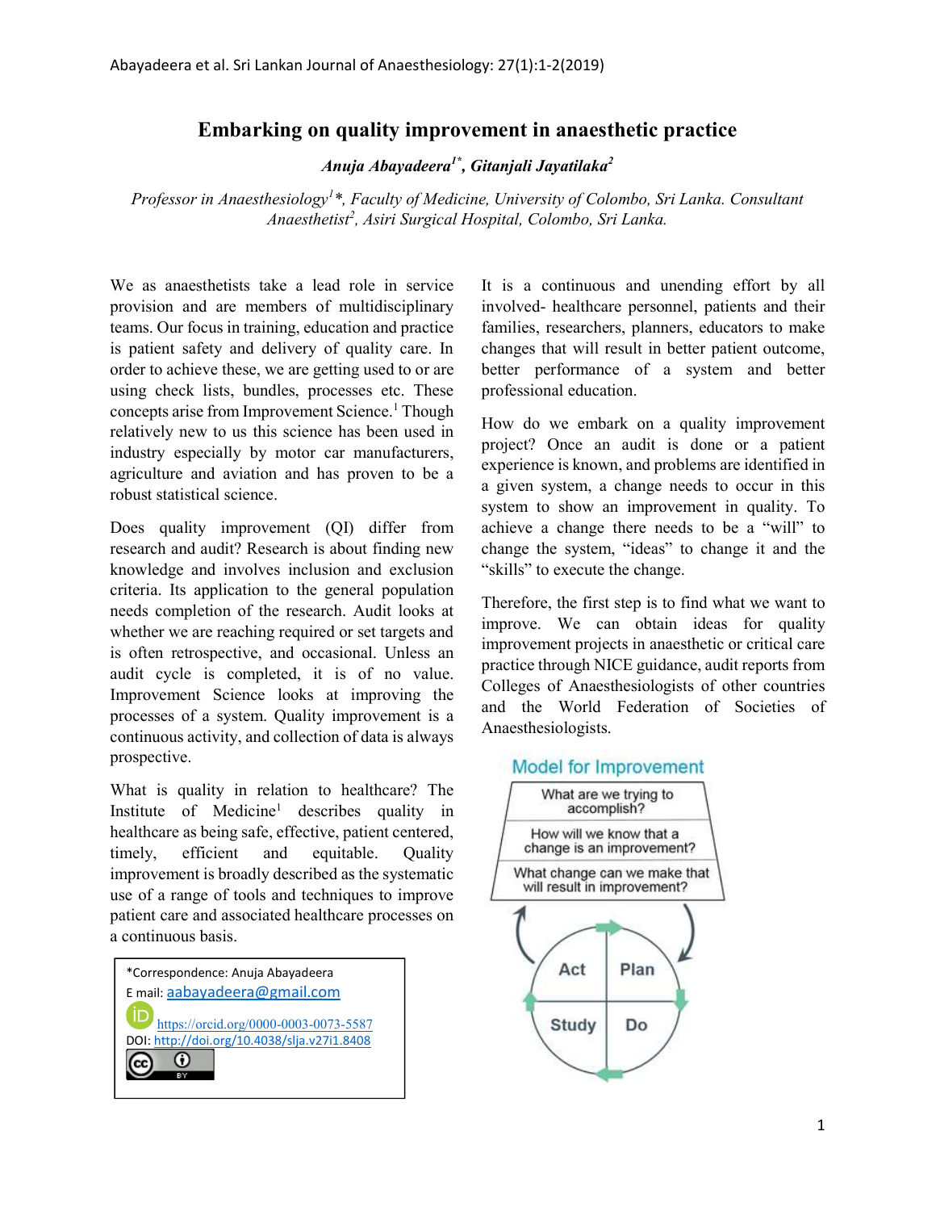# Embarking on quality improvement in anaesthetic practice

***Anuja Abayadeera[1*], Gitanjali Jayatilaka[2]***

*Professor in Anaesthesiology[1]*, Faculty of Medicine, University of Colombo, Sri Lanka. Consultant Anaesthetist[2], Asiri Surgical Hospital, Colombo, Sri Lanka.*

We as anaesthetists take a lead role in service provision and are members of multidisciplinary teams. Our focus in training, education and practice is patient safety and delivery of quality care. In order to achieve these, we are getting used to or are using check lists, bundles, processes etc. These concepts arise from Improvement Science.[1] Though relatively new to us this science has been used in industry especially by motor car manufacturers, agriculture and aviation and has proven to be a robust statistical science.

Does quality improvement (QI) differ from research and audit? Research is about finding new knowledge and involves inclusion and exclusion criteria. Its application to the general population needs completion of the research. Audit looks at whether we are reaching required or set targets and is often retrospective, and occasional. Unless an audit cycle is completed, it is of no value. Improvement Science looks at improving the processes of a system. Quality improvement is a continuous activity, and collection of data is always prospective.

What is quality in relation to healthcare? The Institute of Medicine[1] describes quality in healthcare as being safe, effective, patient centered, timely, efficient and equitable. Quality improvement is broadly described as the systematic use of a range of tools and techniques to improve patient care and associated healthcare processes on a continuous basis.

*Correspondence: Anuja Abayadeera
E mail: aabayadeera@gmail.com
https://orcid.org/0000-0003-0073-5587
DOI: http://doi.org/10.4038/slja.v27i1.8408

It is a continuous and unending effort by all involved- healthcare personnel, patients and their families, researchers, planners, educators to make changes that will result in better patient outcome, better performance of a system and better professional education.

How do we embark on a quality improvement project? Once an audit is done or a patient experience is known, and problems are identified in a given system, a change needs to occur in this system to show an improvement in quality. To achieve a change there needs to be a "will" to change the system, "ideas" to change it and the "skills" to execute the change.

Therefore, the first step is to find what we want to improve. We can obtain ideas for quality improvement projects in anaesthetic or critical care practice through NICE guidance, audit reports from Colleges of Anaesthesiologists of other countries and the World Federation of Societies of Anaesthesiologists.

**Model for Improvement**

- What are we trying to accomplish?
- How will we know that a change is an improvement?
- What change can we make that will result in improvement?

Act → Plan → Do → Study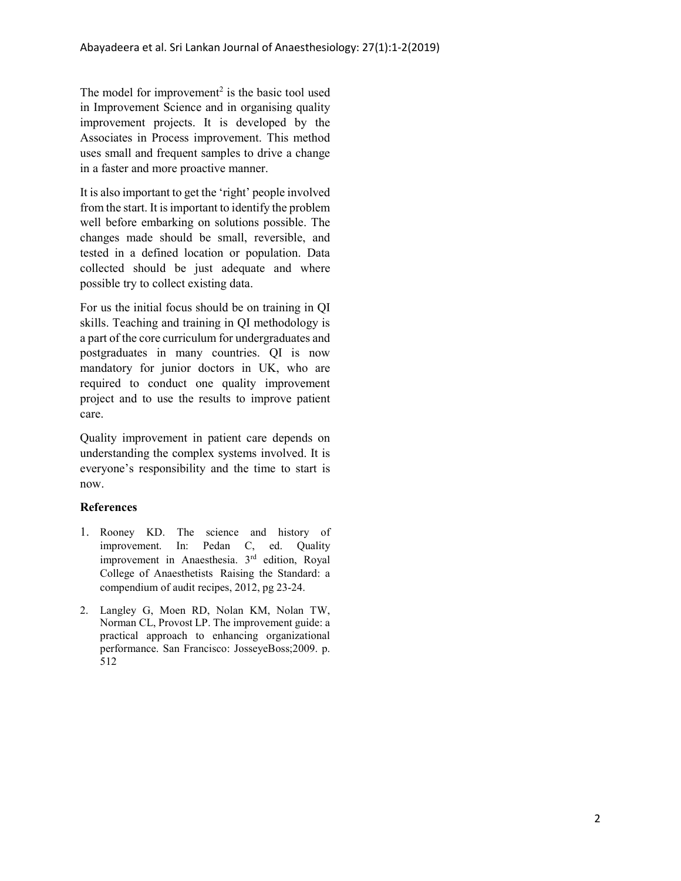The model for improvement[2] is the basic tool used in Improvement Science and in organising quality improvement projects. It is developed by the Associates in Process improvement. This method uses small and frequent samples to drive a change in a faster and more proactive manner.

It is also important to get the 'right' people involved from the start. It is important to identify the problem well before embarking on solutions possible. The changes made should be small, reversible, and tested in a defined location or population. Data collected should be just adequate and where possible try to collect existing data.

For us the initial focus should be on training in QI skills. Teaching and training in QI methodology is a part of the core curriculum for undergraduates and postgraduates in many countries. QI is now mandatory for junior doctors in UK, who are required to conduct one quality improvement project and to use the results to improve patient care.

Quality improvement in patient care depends on understanding the complex systems involved. It is everyone's responsibility and the time to start is now.

## References

1. Rooney KD. The science and history of improvement. In: Pedan C, ed. Quality improvement in Anaesthesia. 3rd edition, Royal College of Anaesthetists Raising the Standard: a compendium of audit recipes, 2012, pg 23-24.
2. Langley G, Moen RD, Nolan KM, Nolan TW, Norman CL, Provost LP. The improvement guide: a practical approach to enhancing organizational performance. San Francisco: JosseyeBoss;2009. p. 512